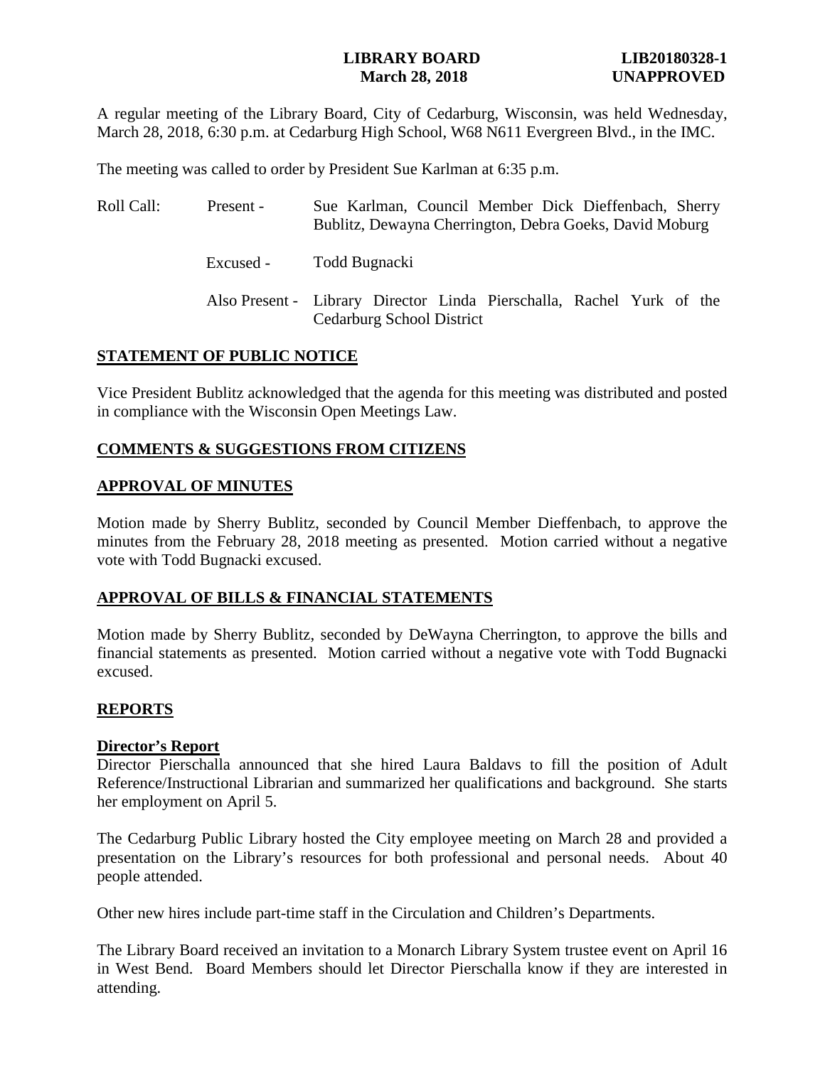**LIBRARY BOARD** **LIB20180328-1**
**March 28, 2018** **UNAPPROVED**

A regular meeting of the Library Board, City of Cedarburg, Wisconsin, was held Wednesday, March 28, 2018, 6:30 p.m. at Cedarburg High School, W68 N611 Evergreen Blvd., in the IMC.

The meeting was called to order by President Sue Karlman at 6:35 p.m.

| Roll Call: | Present - | Sue Karlman, Council Member Dick Dieffenbach, Sherry Bublitz, Dewayna Cherrington, Debra Goeks, David Moburg |
|---|---|---|
| | Excused - | Todd Bugnacki |
| | Also Present - | Library Director Linda Pierschalla, Rachel Yurk of the Cedarburg School District |

## STATEMENT OF PUBLIC NOTICE

Vice President Bublitz acknowledged that the agenda for this meeting was distributed and posted in compliance with the Wisconsin Open Meetings Law.

## COMMENTS & SUGGESTIONS FROM CITIZENS

## APPROVAL OF MINUTES

Motion made by Sherry Bublitz, seconded by Council Member Dieffenbach, to approve the minutes from the February 28, 2018 meeting as presented. Motion carried without a negative vote with Todd Bugnacki excused.

## APPROVAL OF BILLS & FINANCIAL STATEMENTS

Motion made by Sherry Bublitz, seconded by DeWayna Cherrington, to approve the bills and financial statements as presented. Motion carried without a negative vote with Todd Bugnacki excused.

## REPORTS

### Director's Report

Director Pierschalla announced that she hired Laura Baldavs to fill the position of Adult Reference/Instructional Librarian and summarized her qualifications and background. She starts her employment on April 5.

The Cedarburg Public Library hosted the City employee meeting on March 28 and provided a presentation on the Library's resources for both professional and personal needs. About 40 people attended.

Other new hires include part-time staff in the Circulation and Children's Departments.

The Library Board received an invitation to a Monarch Library System trustee event on April 16 in West Bend. Board Members should let Director Pierschalla know if they are interested in attending.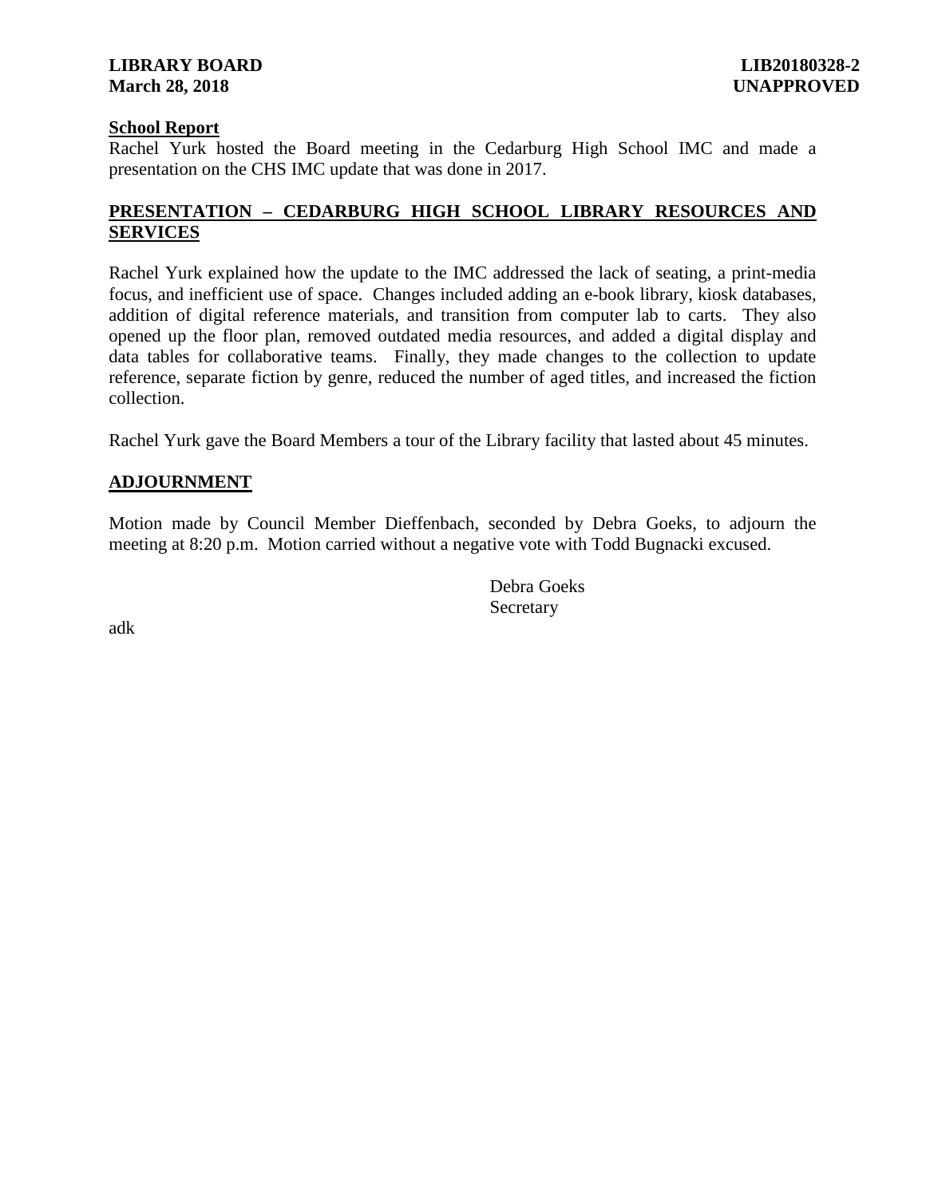**School Report**

Rachel Yurk hosted the Board meeting in the Cedarburg High School IMC and made a presentation on the CHS IMC update that was done in 2017.

**PRESENTATION – CEDARBURG HIGH SCHOOL LIBRARY RESOURCES AND SERVICES**

Rachel Yurk explained how the update to the IMC addressed the lack of seating, a print-media focus, and inefficient use of space. Changes included adding an e-book library, kiosk databases, addition of digital reference materials, and transition from computer lab to carts. They also opened up the floor plan, removed outdated media resources, and added a digital display and data tables for collaborative teams. Finally, they made changes to the collection to update reference, separate fiction by genre, reduced the number of aged titles, and increased the fiction collection.

Rachel Yurk gave the Board Members a tour of the Library facility that lasted about 45 minutes.

**ADJOURNMENT**

Motion made by Council Member Dieffenbach, seconded by Debra Goeks, to adjourn the meeting at 8:20 p.m. Motion carried without a negative vote with Todd Bugnacki excused.

Debra Goeks
Secretary

adk